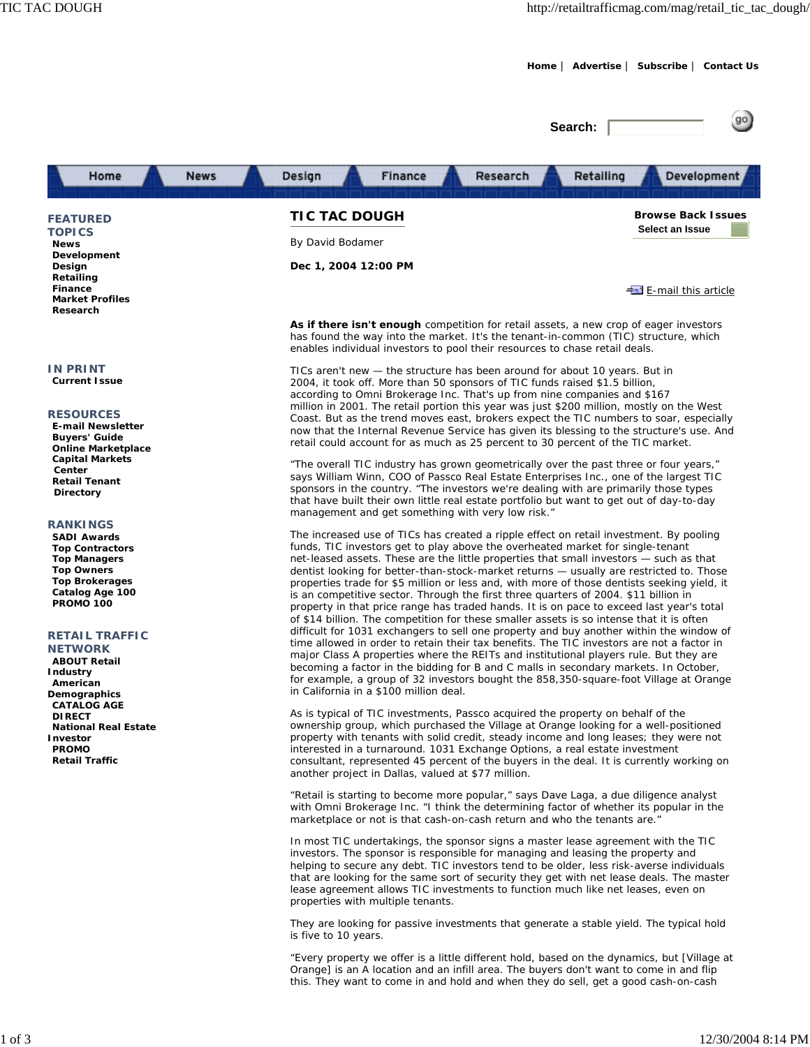# TIC TAC DOUGH

By David Bodamer

**Dec 1, 2004 12:00 PM**

**As if there isn't enough** competition for retail assets, a new crop of eager investors has found the way into the market. It's the tenant-in-common (TIC) structure, which enables individual investors to pool their resources to chase retail deals.

TICs aren't new — the structure has been around for about 10 years. But in 2004, it took off. More than 50 sponsors of TIC funds raised $1.5 billion, according to Omni Brokerage Inc. That's up from nine companies and $167 million in 2001. The retail portion this year was just $200 million, mostly on the West Coast. But as the trend moves east, brokers expect the TIC numbers to soar, especially now that the Internal Revenue Service has given its blessing to the structure's use. And retail could account for as much as 25 percent to 30 percent of the TIC market.

"The overall TIC industry has grown geometrically over the past three or four years," says William Winn, COO of Passco Real Estate Enterprises Inc., one of the largest TIC sponsors in the country. "The investors we're dealing with are primarily those types that have built their own little real estate portfolio but want to get out of day-to-day management and get something with very low risk."

The increased use of TICs has created a ripple effect on retail investment. By pooling funds, TIC investors get to play above the overheated market for single-tenant net-leased assets. These are the little properties that small investors — such as that dentist looking for better-than-stock-market returns — usually are restricted to. Those properties trade for $5 million or less and, with more of those dentists seeking yield, it is an competitive sector. Through the first three quarters of 2004. $11 billion in property in that price range has traded hands. It is on pace to exceed last year's total of $14 billion. The competition for these smaller assets is so intense that it is often difficult for 1031 exchangers to sell one property and buy another within the window of time allowed in order to retain their tax benefits. The TIC investors are not a factor in major Class A properties where the REITs and institutional players rule. But they are becoming a factor in the bidding for B and C malls in secondary markets. In October, for example, a group of 32 investors bought the 858,350-square-foot Village at Orange in California in a $100 million deal.

As is typical of TIC investments, Passco acquired the property on behalf of the ownership group, which purchased the Village at Orange looking for a well-positioned property with tenants with solid credit, steady income and long leases; they were not interested in a turnaround. 1031 Exchange Options, a real estate investment consultant, represented 45 percent of the buyers in the deal. It is currently working on another project in Dallas, valued at $77 million.

"Retail is starting to become more popular," says Dave Laga, a due diligence analyst with Omni Brokerage Inc. "I think the determining factor of whether its popular in the marketplace or not is that cash-on-cash return and who the tenants are."

In most TIC undertakings, the sponsor signs a master lease agreement with the TIC investors. The sponsor is responsible for managing and leasing the property and helping to secure any debt. TIC investors tend to be older, less risk-averse individuals that are looking for the same sort of security they get with net lease deals. The master lease agreement allows TIC investments to function much like net leases, even on properties with multiple tenants.

They are looking for passive investments that generate a stable yield. The typical hold is five to 10 years.

"Every property we offer is a little different hold, based on the dynamics, but [Village at Orange] is an A location and an infill area. The buyers don't want to come in and flip this. They want to come in and hold and when they do sell, get a good cash-on-cash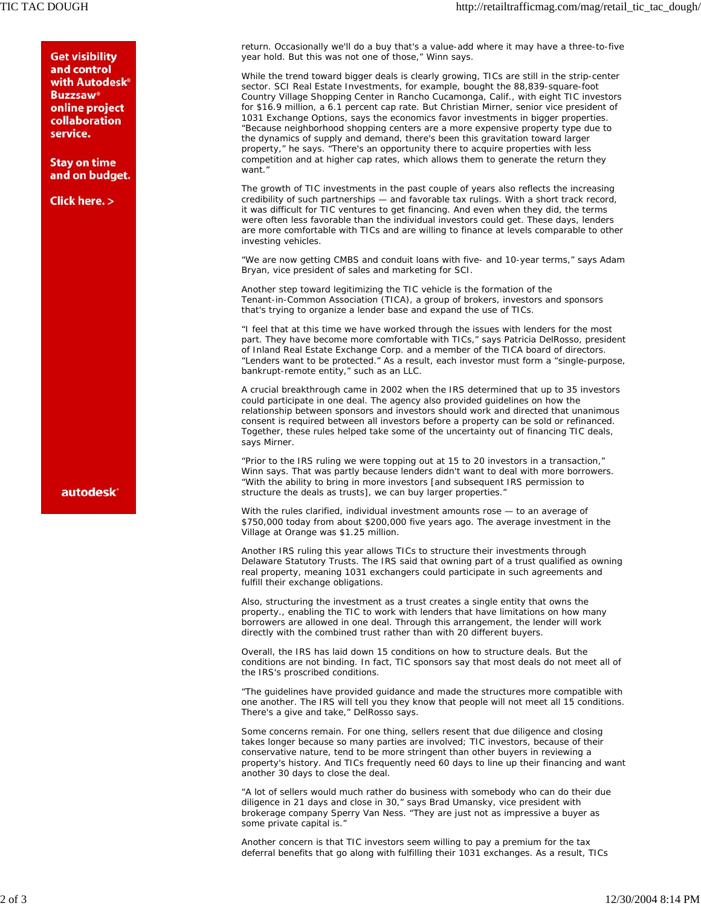return. Occasionally we'll do a buy that's a value-add where it may have a three-to-five year hold. But this was not one of those," Winn says.

While the trend toward bigger deals is clearly growing, TICs are still in the strip-center sector. SCI Real Estate Investments, for example, bought the 88,839-square-foot Country Village Shopping Center in Rancho Cucamonga, Calif., with eight TIC investors for $16.9 million, a 6.1 percent cap rate. But Christian Mirner, senior vice president of 1031 Exchange Options, says the economics favor investments in bigger properties. "Because neighborhood shopping centers are a more expensive property type due to the dynamics of supply and demand, there's been this gravitation toward larger property," he says. "There's an opportunity there to acquire properties with less competition and at higher cap rates, which allows them to generate the return they want."

The growth of TIC investments in the past couple of years also reflects the increasing credibility of such partnerships — and favorable tax rulings. With a short track record, it was difficult for TIC ventures to get financing. And even when they did, the terms were often less favorable than the individual investors could get. These days, lenders are more comfortable with TICs and are willing to finance at levels comparable to other investing vehicles.

"We are now getting CMBS and conduit loans with five- and 10-year terms," says Adam Bryan, vice president of sales and marketing for SCI.

Another step toward legitimizing the TIC vehicle is the formation of the Tenant-in-Common Association (TICA), a group of brokers, investors and sponsors that's trying to organize a lender base and expand the use of TICs.

"I feel that at this time we have worked through the issues with lenders for the most part. They have become more comfortable with TICs," says Patricia DelRosso, president of Inland Real Estate Exchange Corp. and a member of the TICA board of directors. "Lenders want to be protected." As a result, each investor must form a "single-purpose, bankrupt-remote entity," such as an LLC.

A crucial breakthrough came in 2002 when the IRS determined that up to 35 investors could participate in one deal. The agency also provided guidelines on how the relationship between sponsors and investors should work and directed that unanimous consent is required between all investors before a property can be sold or refinanced. Together, these rules helped take some of the uncertainty out of financing TIC deals, says Mirner.

"Prior to the IRS ruling we were topping out at 15 to 20 investors in a transaction," Winn says. That was partly because lenders didn't want to deal with more borrowers. "With the ability to bring in more investors [and subsequent IRS permission to structure the deals as trusts], we can buy larger properties."

With the rules clarified, individual investment amounts rose — to an average of $750,000 today from about $200,000 five years ago. The average investment in the Village at Orange was $1.25 million.

Another IRS ruling this year allows TICs to structure their investments through Delaware Statutory Trusts. The IRS said that owning part of a trust qualified as owning real property, meaning 1031 exchangers could participate in such agreements and fulfill their exchange obligations.

Also, structuring the investment as a trust creates a single entity that owns the property., enabling the TIC to work with lenders that have limitations on how many borrowers are allowed in one deal. Through this arrangement, the lender will work directly with the combined trust rather than with 20 different buyers.

Overall, the IRS has laid down 15 conditions on how to structure deals. But the conditions are not binding. In fact, TIC sponsors say that most deals do not meet all of the IRS's proscribed conditions.

"The guidelines have provided guidance and made the structures more compatible with one another. The IRS will tell you they know that people will not meet all 15 conditions. There's a give and take," DelRosso says.

Some concerns remain. For one thing, sellers resent that due diligence and closing takes longer because so many parties are involved; TIC investors, because of their conservative nature, tend to be more stringent than other buyers in reviewing a property's history. And TICs frequently need 60 days to line up their financing and want another 30 days to close the deal.

"A lot of sellers would much rather do business with somebody who can do their due diligence in 21 days and close in 30," says Brad Umansky, vice president with brokerage company Sperry Van Ness. "They are just not as impressive a buyer as some private capital is."

Another concern is that TIC investors seem willing to pay a premium for the tax deferral benefits that go along with fulfilling their 1031 exchanges. As a result, TICs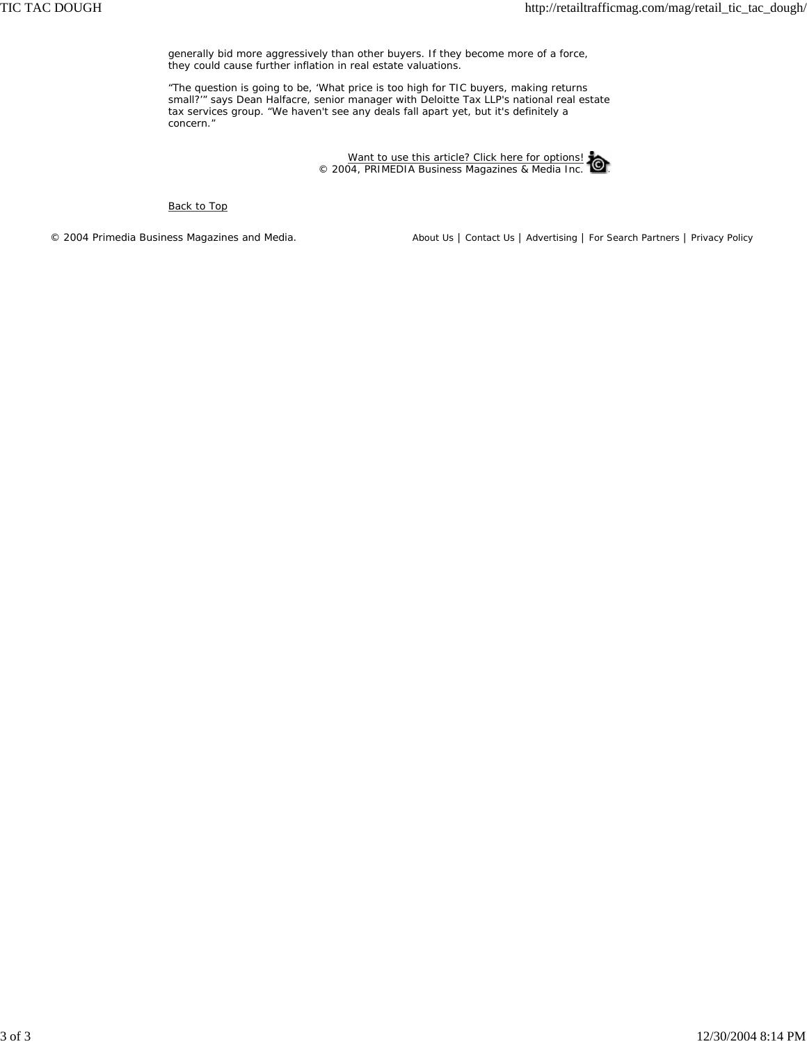generally bid more aggressively than other buyers. If they become more of a force, they could cause further inflation in real estate valuations.

"The question is going to be, 'What price is too high for TIC buyers, making returns small?'" says Dean Halfacre, senior manager with Deloitte Tax LLP's national real estate tax services group. "We haven't see any deals fall apart yet, but it's definitely a concern."

Want to use this article? Click here for options!
© 2004, PRIMEDIA Business Magazines & Media Inc.

Back to Top

© 2004 Primedia Business Magazines and Media.

About Us | Contact Us | Advertising | For Search Partners | Privacy Policy